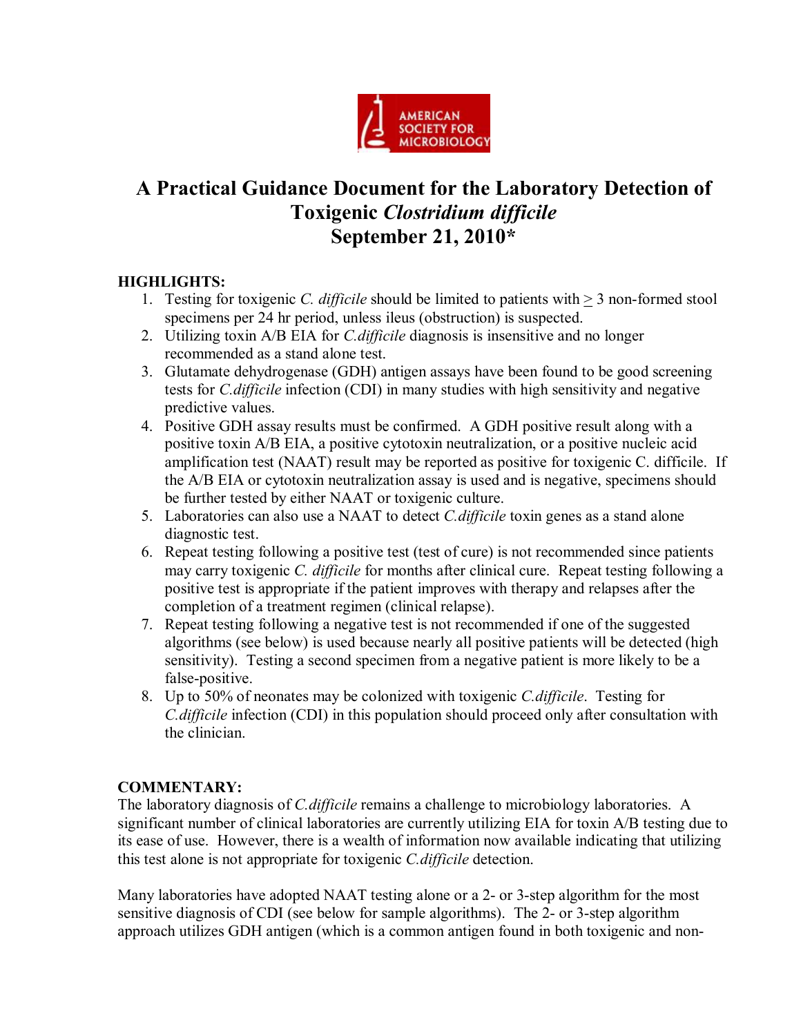# A Practical Guidance Document for the Laboratory Detection of Toxigenic *Clostridium difficile*

## September 21, 2010*

**HIGHLIGHTS:**

1. Testing for toxigenic *C. difficile* should be limited to patients with $\geq$ 3 non-formed stool specimens per 24 hr period, unless ileus (obstruction) is suspected.
2. Utilizing toxin A/B EIA for *C.difficile* diagnosis is insensitive and no longer recommended as a stand alone test.
3. Glutamate dehydrogenase (GDH) antigen assays have been found to be good screening tests for *C.difficile* infection (CDI) in many studies with high sensitivity and negative predictive values.
4. Positive GDH assay results must be confirmed. A GDH positive result along with a positive toxin A/B EIA, a positive cytotoxin neutralization, or a positive nucleic acid amplification test (NAAT) result may be reported as positive for toxigenic C. difficile. If the A/B EIA or cytotoxin neutralization assay is used and is negative, specimens should be further tested by either NAAT or toxigenic culture.
5. Laboratories can also use a NAAT to detect *C.difficile* toxin genes as a stand alone diagnostic test.
6. Repeat testing following a positive test (test of cure) is not recommended since patients may carry toxigenic *C. difficile* for months after clinical cure. Repeat testing following a positive test is appropriate if the patient improves with therapy and relapses after the completion of a treatment regimen (clinical relapse).
7. Repeat testing following a negative test is not recommended if one of the suggested algorithms (see below) is used because nearly all positive patients will be detected (high sensitivity). Testing a second specimen from a negative patient is more likely to be a false-positive.
8. Up to 50% of neonates may be colonized with toxigenic *C.difficile*. Testing for *C.difficile* infection (CDI) in this population should proceed only after consultation with the clinician.

**COMMENTARY:**

The laboratory diagnosis of *C.difficile* remains a challenge to microbiology laboratories. A significant number of clinical laboratories are currently utilizing EIA for toxin A/B testing due to its ease of use. However, there is a wealth of information now available indicating that utilizing this test alone is not appropriate for toxigenic *C.difficile* detection.

Many laboratories have adopted NAAT testing alone or a 2- or 3-step algorithm for the most sensitive diagnosis of CDI (see below for sample algorithms). The 2- or 3-step algorithm approach utilizes GDH antigen (which is a common antigen found in both toxigenic and non-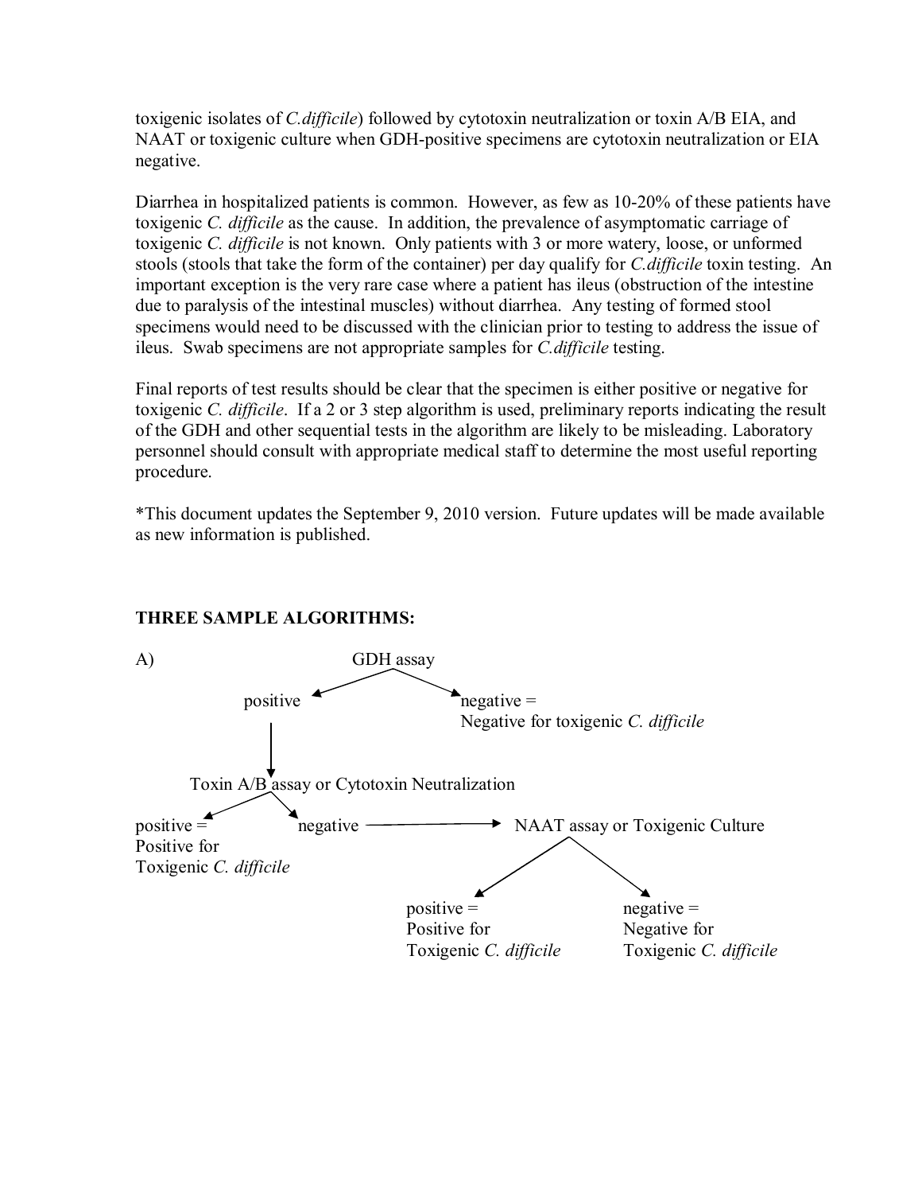toxigenic isolates of *C.difficile*) followed by cytotoxin neutralization or toxin A/B EIA, and NAAT or toxigenic culture when GDH-positive specimens are cytotoxin neutralization or EIA negative.

Diarrhea in hospitalized patients is common. However, as few as 10-20% of these patients have toxigenic *C. difficile* as the cause. In addition, the prevalence of asymptomatic carriage of toxigenic *C. difficile* is not known. Only patients with 3 or more watery, loose, or unformed stools (stools that take the form of the container) per day qualify for *C.difficile* toxin testing. An important exception is the very rare case where a patient has ileus (obstruction of the intestine due to paralysis of the intestinal muscles) without diarrhea. Any testing of formed stool specimens would need to be discussed with the clinician prior to testing to address the issue of ileus. Swab specimens are not appropriate samples for *C.difficile* testing.

Final reports of test results should be clear that the specimen is either positive or negative for toxigenic *C. difficile*. If a 2 or 3 step algorithm is used, preliminary reports indicating the result of the GDH and other sequential tests in the algorithm are likely to be misleading. Laboratory personnel should consult with appropriate medical staff to determine the most useful reporting procedure.

*This document updates the September 9, 2010 version. Future updates will be made available as new information is published.

**THREE SAMPLE ALGORITHMS:**

A)

- GDH assay
  - positive → Toxin A/B assay or Cytotoxin Neutralization
    - positive = Positive for Toxigenic *C. difficile*
    - negative → NAAT assay or Toxigenic Culture
      - positive = Positive for Toxigenic *C. difficile*
      - negative = Negative for Toxigenic *C. difficile*
  - negative = Negative for toxigenic *C. difficile*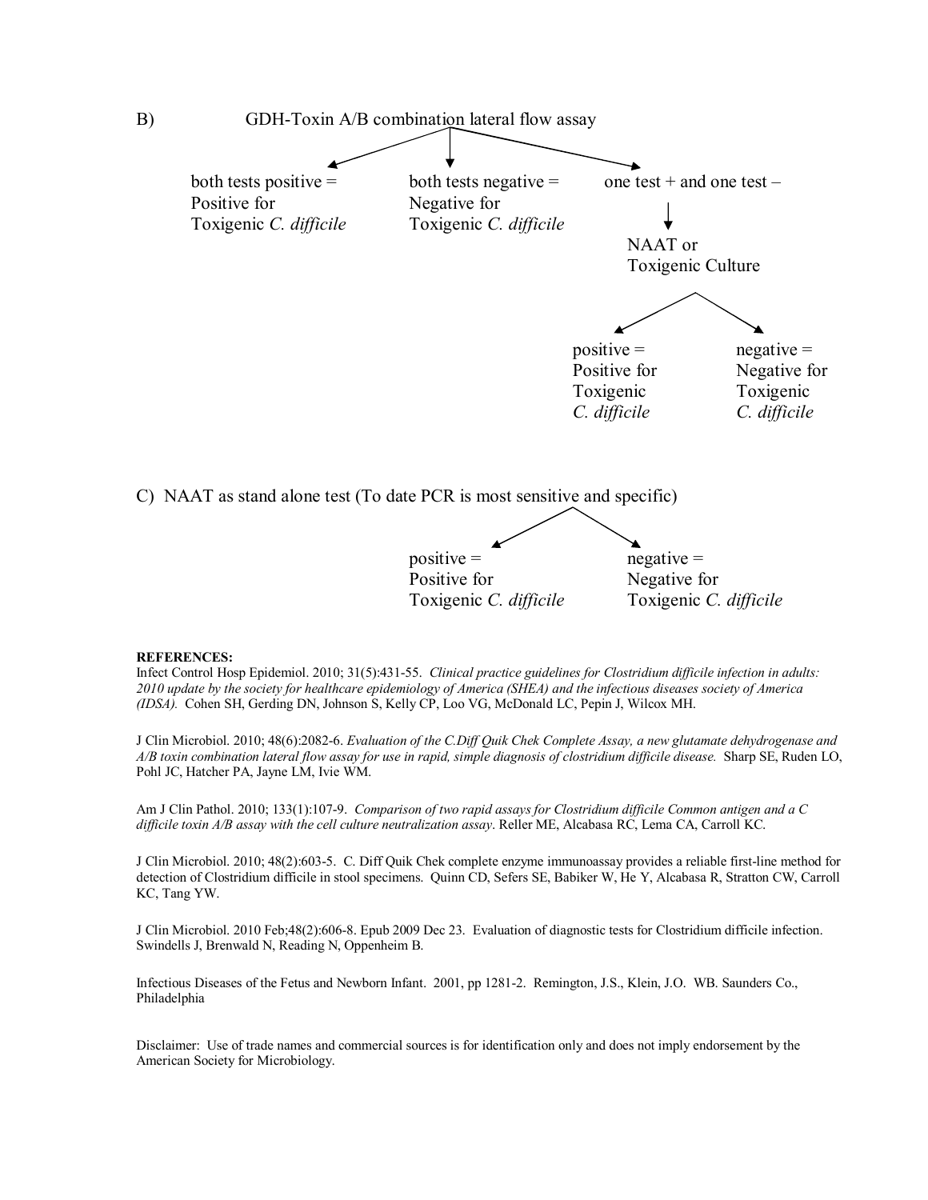B) GDH-Toxin A/B combination lateral flow assay

- both tests positive = Positive for Toxigenic *C. difficile*
- both tests negative = Negative for Toxigenic *C. difficile*
- one test + and one test –
  - NAAT or Toxigenic Culture
    - positive = Positive for Toxigenic *C. difficile*
    - negative = Negative for Toxigenic *C. difficile*

C) NAAT as stand alone test (To date PCR is most sensitive and specific)

- positive = Positive for Toxigenic *C. difficile*
- negative = Negative for Toxigenic *C. difficile*

**REFERENCES:**

Infect Control Hosp Epidemiol. 2010; 31(5):431-55. *Clinical practice guidelines for Clostridium difficile infection in adults: 2010 update by the society for healthcare epidemiology of America (SHEA) and the infectious diseases society of America (IDSA).* Cohen SH, Gerding DN, Johnson S, Kelly CP, Loo VG, McDonald LC, Pepin J, Wilcox MH.

J Clin Microbiol. 2010; 48(6):2082-6. *Evaluation of the C.Diff Quik Chek Complete Assay, a new glutamate dehydrogenase and A/B toxin combination lateral flow assay for use in rapid, simple diagnosis of clostridium difficile disease.* Sharp SE, Ruden LO, Pohl JC, Hatcher PA, Jayne LM, Ivie WM.

Am J Clin Pathol. 2010; 133(1):107-9. *Comparison of two rapid assays for Clostridium difficile Common antigen and a C difficile toxin A/B assay with the cell culture neutralization assay*. Reller ME, Alcabasa RC, Lema CA, Carroll KC.

J Clin Microbiol. 2010; 48(2):603-5. C. Diff Quik Chek complete enzyme immunoassay provides a reliable first-line method for detection of Clostridium difficile in stool specimens. Quinn CD, Sefers SE, Babiker W, He Y, Alcabasa R, Stratton CW, Carroll KC, Tang YW.

J Clin Microbiol. 2010 Feb;48(2):606-8. Epub 2009 Dec 23. Evaluation of diagnostic tests for Clostridium difficile infection. Swindells J, Brenwald N, Reading N, Oppenheim B.

Infectious Diseases of the Fetus and Newborn Infant. 2001, pp 1281-2. Remington, J.S., Klein, J.O. WB. Saunders Co., Philadelphia

Disclaimer: Use of trade names and commercial sources is for identification only and does not imply endorsement by the American Society for Microbiology.